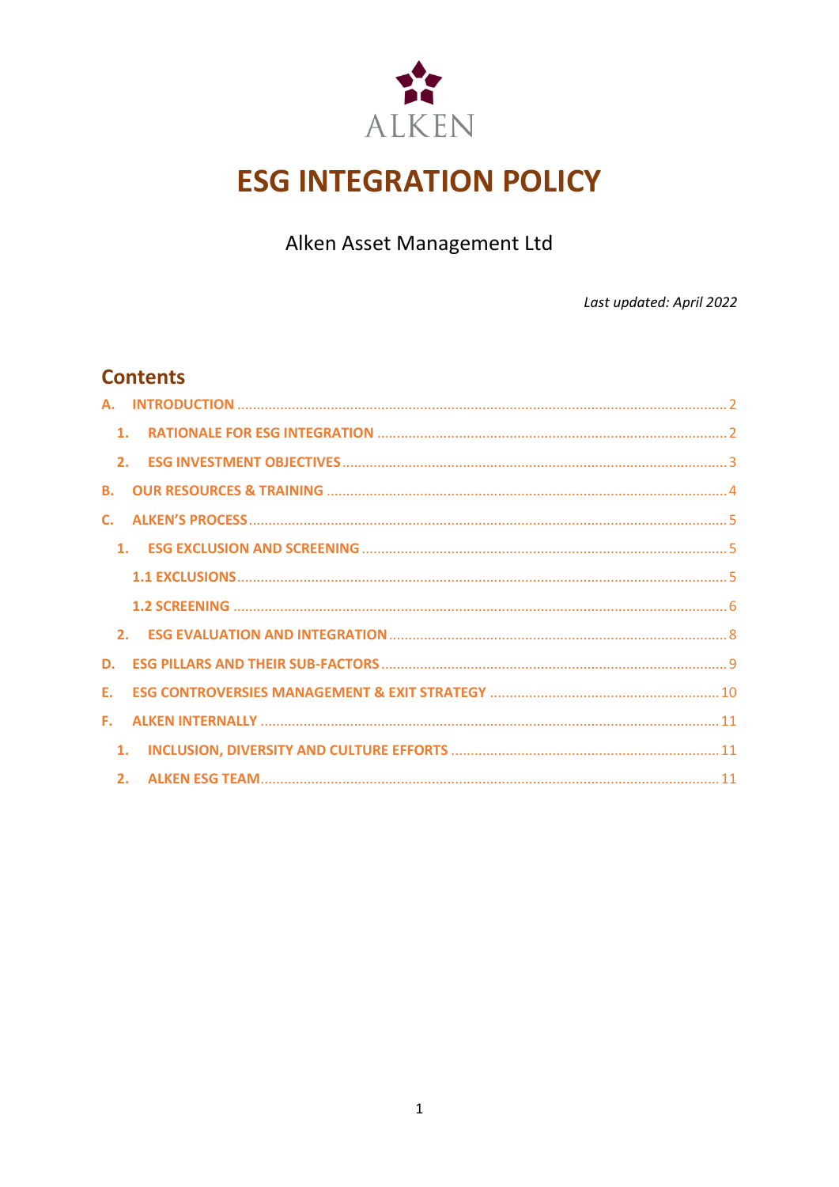ALKEN

# ESG INTEGRATION POLICY

Alken Asset Management Ltd

*Last updated: April 2022*

## Contents

- A. INTRODUCTION ..... 2
  - 1. RATIONALE FOR ESG INTEGRATION ..... 2
  - 2. ESG INVESTMENT OBJECTIVES ..... 3
- B. OUR RESOURCES & TRAINING ..... 4
- C. ALKEN'S PROCESS ..... 5
  - 1. ESG EXCLUSION AND SCREENING ..... 5
    - 1.1 EXCLUSIONS ..... 5
    - 1.2 SCREENING ..... 6
  - 2. ESG EVALUATION AND INTEGRATION ..... 8
- D. ESG PILLARS AND THEIR SUB-FACTORS ..... 9
- E. ESG CONTROVERSIES MANAGEMENT & EXIT STRATEGY ..... 10
- F. ALKEN INTERNALLY ..... 11
  - 1. INCLUSION, DIVERSITY AND CULTURE EFFORTS ..... 11
  - 2. ALKEN ESG TEAM ..... 11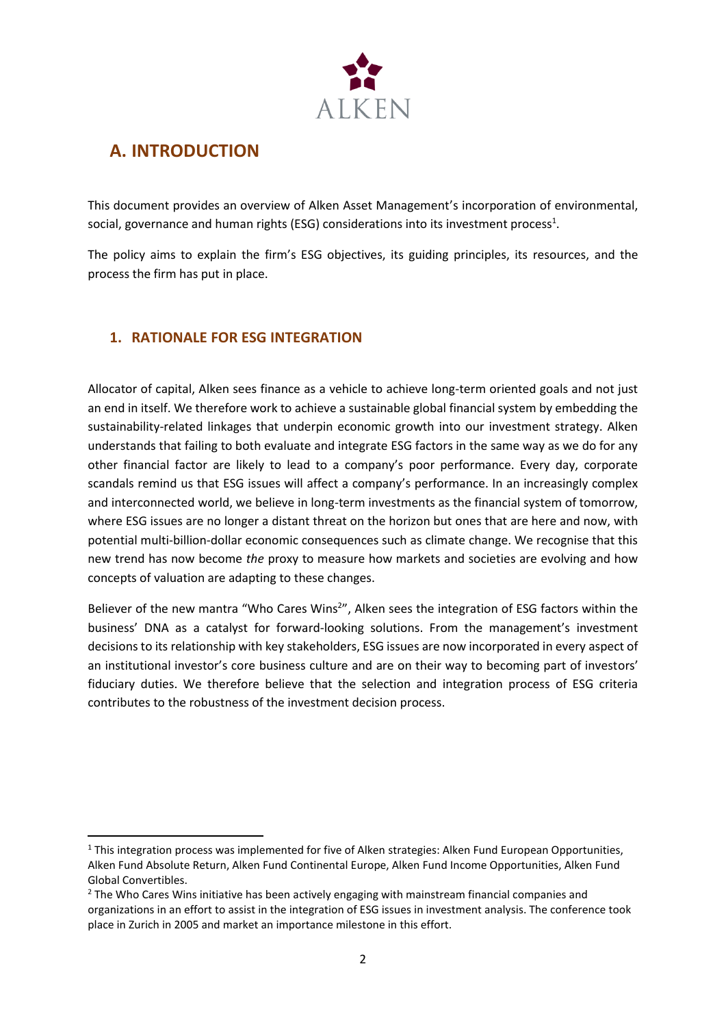## A. INTRODUCTION

This document provides an overview of Alken Asset Management's incorporation of environmental, social, governance and human rights (ESG) considerations into its investment process[1].

The policy aims to explain the firm's ESG objectives, its guiding principles, its resources, and the process the firm has put in place.

### 1. RATIONALE FOR ESG INTEGRATION

Allocator of capital, Alken sees finance as a vehicle to achieve long-term oriented goals and not just an end in itself. We therefore work to achieve a sustainable global financial system by embedding the sustainability-related linkages that underpin economic growth into our investment strategy. Alken understands that failing to both evaluate and integrate ESG factors in the same way as we do for any other financial factor are likely to lead to a company's poor performance. Every day, corporate scandals remind us that ESG issues will affect a company's performance. In an increasingly complex and interconnected world, we believe in long-term investments as the financial system of tomorrow, where ESG issues are no longer a distant threat on the horizon but ones that are here and now, with potential multi-billion-dollar economic consequences such as climate change. We recognise that this new trend has now become *the* proxy to measure how markets and societies are evolving and how concepts of valuation are adapting to these changes.

Believer of the new mantra "Who Cares Wins[2]", Alken sees the integration of ESG factors within the business' DNA as a catalyst for forward-looking solutions. From the management's investment decisions to its relationship with key stakeholders, ESG issues are now incorporated in every aspect of an institutional investor's core business culture and are on their way to becoming part of investors' fiduciary duties. We therefore believe that the selection and integration process of ESG criteria contributes to the robustness of the investment decision process.

---

[1] This integration process was implemented for five of Alken strategies: Alken Fund European Opportunities, Alken Fund Absolute Return, Alken Fund Continental Europe, Alken Fund Income Opportunities, Alken Fund Global Convertibles.

[2] The Who Cares Wins initiative has been actively engaging with mainstream financial companies and organizations in an effort to assist in the integration of ESG issues in investment analysis. The conference took place in Zurich in 2005 and market an importance milestone in this effort.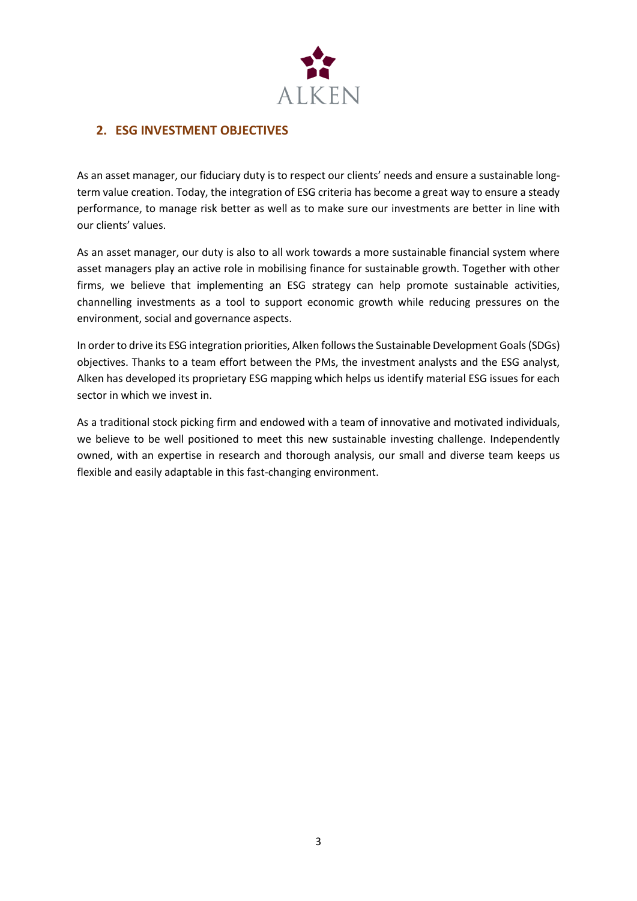## 2. ESG INVESTMENT OBJECTIVES

As an asset manager, our fiduciary duty is to respect our clients' needs and ensure a sustainable long-term value creation. Today, the integration of ESG criteria has become a great way to ensure a steady performance, to manage risk better as well as to make sure our investments are better in line with our clients' values.

As an asset manager, our duty is also to all work towards a more sustainable financial system where asset managers play an active role in mobilising finance for sustainable growth. Together with other firms, we believe that implementing an ESG strategy can help promote sustainable activities, channelling investments as a tool to support economic growth while reducing pressures on the environment, social and governance aspects.

In order to drive its ESG integration priorities, Alken follows the Sustainable Development Goals (SDGs) objectives. Thanks to a team effort between the PMs, the investment analysts and the ESG analyst, Alken has developed its proprietary ESG mapping which helps us identify material ESG issues for each sector in which we invest in.

As a traditional stock picking firm and endowed with a team of innovative and motivated individuals, we believe to be well positioned to meet this new sustainable investing challenge. Independently owned, with an expertise in research and thorough analysis, our small and diverse team keeps us flexible and easily adaptable in this fast-changing environment.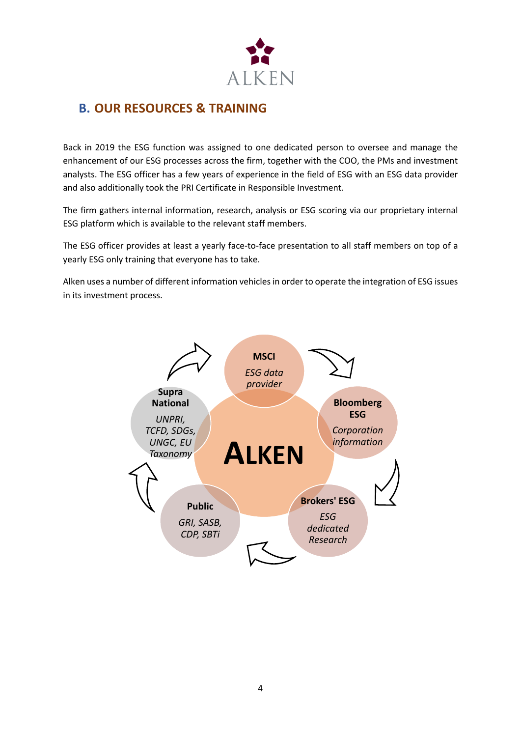## B. OUR RESOURCES & TRAINING

Back in 2019 the ESG function was assigned to one dedicated person to oversee and manage the enhancement of our ESG processes across the firm, together with the COO, the PMs and investment analysts. The ESG officer has a few years of experience in the field of ESG with an ESG data provider and also additionally took the PRI Certificate in Responsible Investment.

The firm gathers internal information, research, analysis or ESG scoring via our proprietary internal ESG platform which is available to the relevant staff members.

The ESG officer provides at least a yearly face-to-face presentation to all staff members on top of a yearly ESG only training that everyone has to take.

Alken uses a number of different information vehicles in order to operate the integration of ESG issues in its investment process.

**ALKEN**

**MSCI**
*ESG data provider*

**Bloomberg ESG**
*Corporation information*

**Brokers' ESG**
*ESG dedicated Research*

**Public**
*GRI, SASB, CDP, SBTi*

**Supra National**
*UNPRI, TCFD, SDGs, UNGC, EU Taxonomy*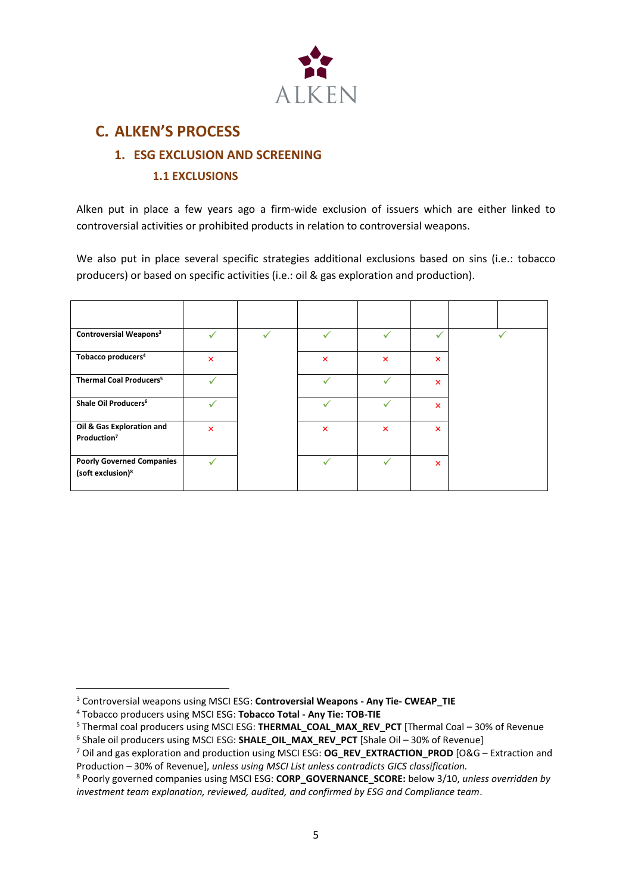## C. ALKEN'S PROCESS

### 1. ESG EXCLUSION AND SCREENING

#### 1.1 EXCLUSIONS

Alken put in place a few years ago a firm-wide exclusion of issuers which are either linked to controversial activities or prohibited products in relation to controversial weapons.

We also put in place several specific strategies additional exclusions based on sins (i.e.: tobacco producers) or based on specific activities (i.e.: oil & gas exploration and production).

| | | | | | | | |
|---|---|---|---|---|---|---|---|
| **Controversial Weapons**[3] | ✓ | ✓ | ✓ | ✓ | ✓ | | ✓ |
| **Tobacco producers**[4] | × | | × | × | × | | |
| **Thermal Coal Producers**[5] | ✓ | | ✓ | ✓ | × | | |
| **Shale Oil Producers**[6] | ✓ | | ✓ | ✓ | × | | |
| **Oil & Gas Exploration and Production**[7] | × | | × | × | × | | |
| **Poorly Governed Companies (soft exclusion)**[8] | ✓ | | ✓ | ✓ | × | | |

---

[3] Controversial weapons using MSCI ESG: **Controversial Weapons - Any Tie- CWEAP_TIE**

[4] Tobacco producers using MSCI ESG: **Tobacco Total - Any Tie: TOB-TIE**

[5] Thermal coal producers using MSCI ESG: **THERMAL_COAL_MAX_REV_PCT** [Thermal Coal – 30% of Revenue

[6] Shale oil producers using MSCI ESG: **SHALE_OIL_MAX_REV_PCT** [Shale Oil – 30% of Revenue]

[7] Oil and gas exploration and production using MSCI ESG: **OG_REV_EXTRACTION_PROD** [O&G – Extraction and Production – 30% of Revenue], *unless using MSCI List unless contradicts GICS classification.*

[8] Poorly governed companies using MSCI ESG: **CORP_GOVERNANCE_SCORE:** below 3/10, *unless overridden by investment team explanation, reviewed, audited, and confirmed by ESG and Compliance team*.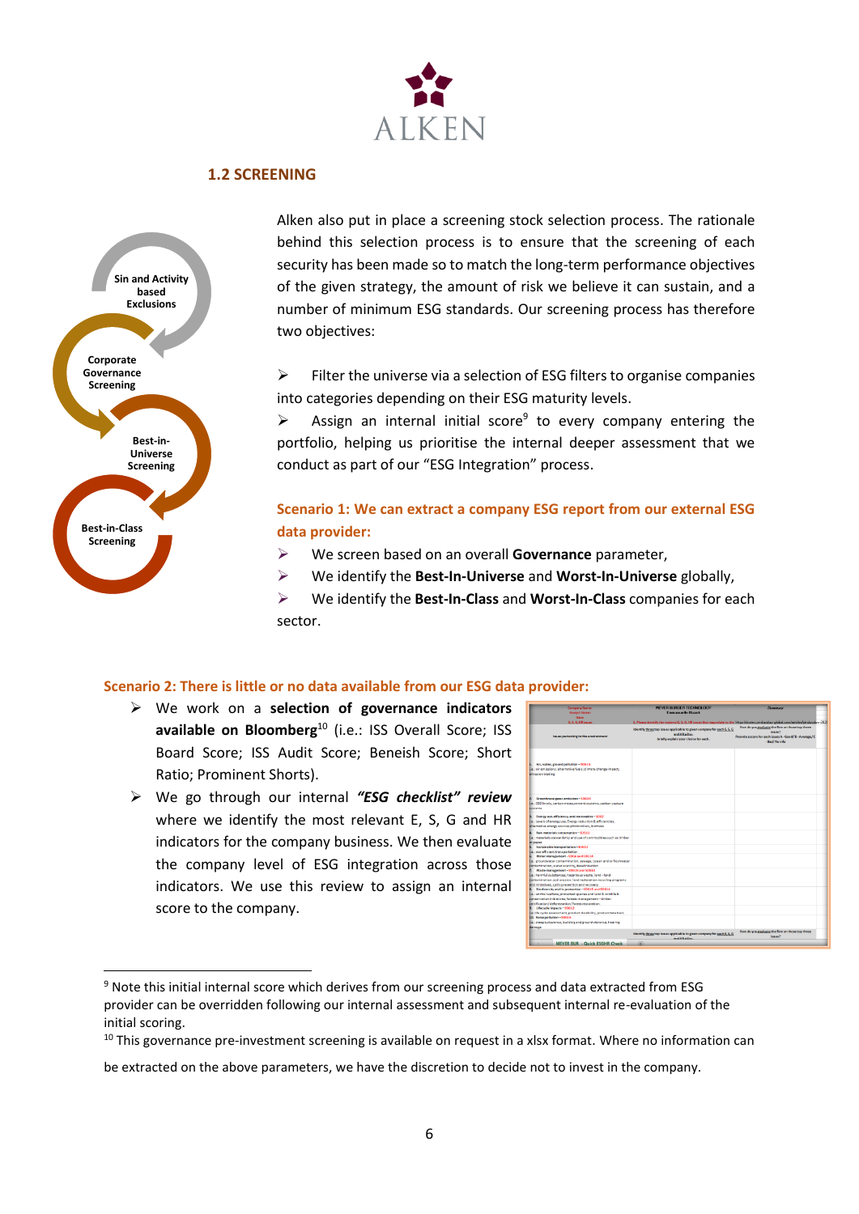## 1.2 SCREENING

Sin and Activity based Exclusions

Corporate Governance Screening

Best-in-Universe Screening

Best-in-Class Screening

Alken also put in place a screening stock selection process. The rationale behind this selection process is to ensure that the screening of each security has been made so to match the long-term performance objectives of the given strategy, the amount of risk we believe it can sustain, and a number of minimum ESG standards. Our screening process has therefore two objectives:

- Filter the universe via a selection of ESG filters to organise companies into categories depending on their ESG maturity levels.
- Assign an internal initial score[9] to every company entering the portfolio, helping us prioritise the internal deeper assessment that we conduct as part of our "ESG Integration" process.

**Scenario 1: We can extract a company ESG report from our external ESG data provider:**

- We screen based on an overall **Governance** parameter,
- We identify the **Best-In-Universe** and **Worst-In-Universe** globally,
- We identify the **Best-In-Class** and **Worst-In-Class** companies for each sector.

**Scenario 2: There is little or no data available from our ESG data provider:**

- We work on a **selection of governance indicators available on Bloomberg**[10] (i.e.: ISS Overall Score; ISS Board Score; ISS Audit Score; Beneish Score; Short Ratio; Prominent Shorts).
- We go through our internal ***"ESG checklist" review*** where we identify the most relevant E, S, G and HR indicators for the company business. We then evaluate the company level of ESG integration across those indicators. We use this review to assign an internal score to the company.

---

[9] Note this initial internal score which derives from our screening process and data extracted from ESG provider can be overridden following our internal assessment and subsequent internal re-evaluation of the initial scoring.

[10] This governance pre-investment screening is available on request in a xlsx format. Where no information can be extracted on the above parameters, we have the discretion to decide not to invest in the company.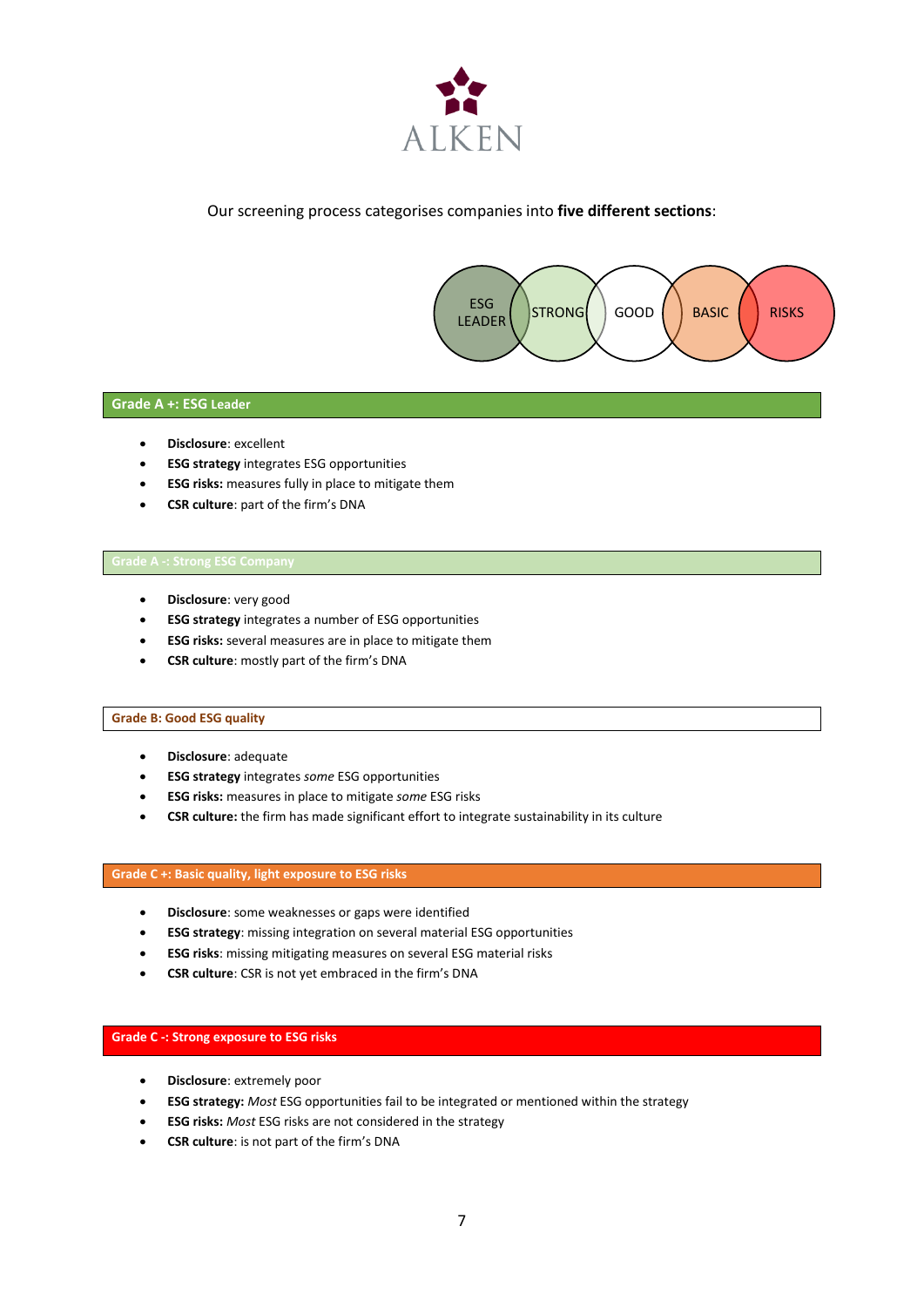ALKEN

Our screening process categorises companies into **five different sections**:

ESG LEADER | STRONG | GOOD | BASIC | RISKS

## Grade A +: ESG Leader

- **Disclosure**: excellent
- **ESG strategy** integrates ESG opportunities
- **ESG risks:** measures fully in place to mitigate them
- **CSR culture**: part of the firm's DNA

## Grade A -: Strong ESG Company

- **Disclosure**: very good
- **ESG strategy** integrates a number of ESG opportunities
- **ESG risks:** several measures are in place to mitigate them
- **CSR culture**: mostly part of the firm's DNA

## Grade B: Good ESG quality

- **Disclosure**: adequate
- **ESG strategy** integrates *some* ESG opportunities
- **ESG risks:** measures in place to mitigate *some* ESG risks
- **CSR culture:** the firm has made significant effort to integrate sustainability in its culture

## Grade C +: Basic quality, light exposure to ESG risks

- **Disclosure**: some weaknesses or gaps were identified
- **ESG strategy**: missing integration on several material ESG opportunities
- **ESG risks**: missing mitigating measures on several ESG material risks
- **CSR culture**: CSR is not yet embraced in the firm's DNA

## Grade C -: Strong exposure to ESG risks

- **Disclosure**: extremely poor
- **ESG strategy:** *Most* ESG opportunities fail to be integrated or mentioned within the strategy
- **ESG risks:** *Most* ESG risks are not considered in the strategy
- **CSR culture**: is not part of the firm's DNA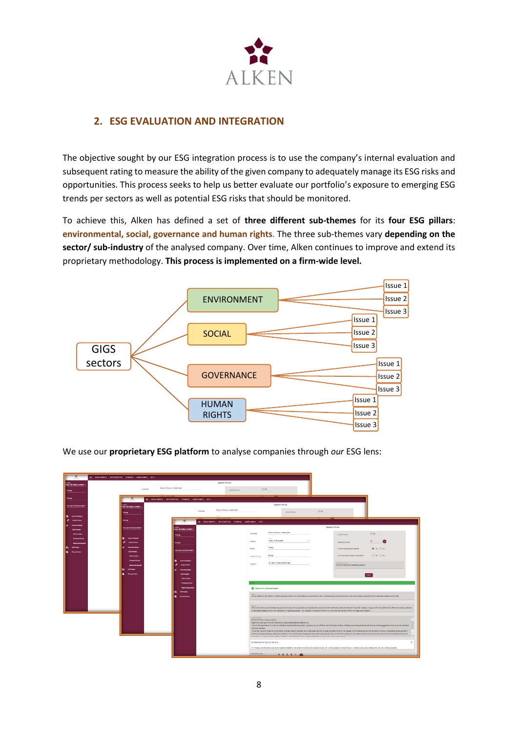## 2. ESG EVALUATION AND INTEGRATION

The objective sought by our ESG integration process is to use the company's internal evaluation and subsequent rating to measure the ability of the given company to adequately manage its ESG risks and opportunities. This process seeks to help us better evaluate our portfolio's exposure to emerging ESG trends per sectors as well as potential ESG risks that should be monitored.

To achieve this, Alken has defined a set of **three different sub-themes** for its **four ESG pillars**: **environmental, social, governance and human rights**. The three sub-themes vary **depending on the sector/ sub-industry** of the analysed company. Over time, Alken continues to improve and extend its proprietary methodology. **This process is implemented on a firm-wide level.**

GIGS sectors

- ENVIRONMENT
  - Issue 1
  - Issue 2
  - Issue 3
- SOCIAL
  - Issue 1
  - Issue 2
  - Issue 3
- GOVERNANCE
  - Issue 1
  - Issue 2
  - Issue 3
- HUMAN RIGHTS
  - Issue 1
  - Issue 2
  - Issue 3

We use our **proprietary ESG platform** to analyse companies through *our* ESG lens: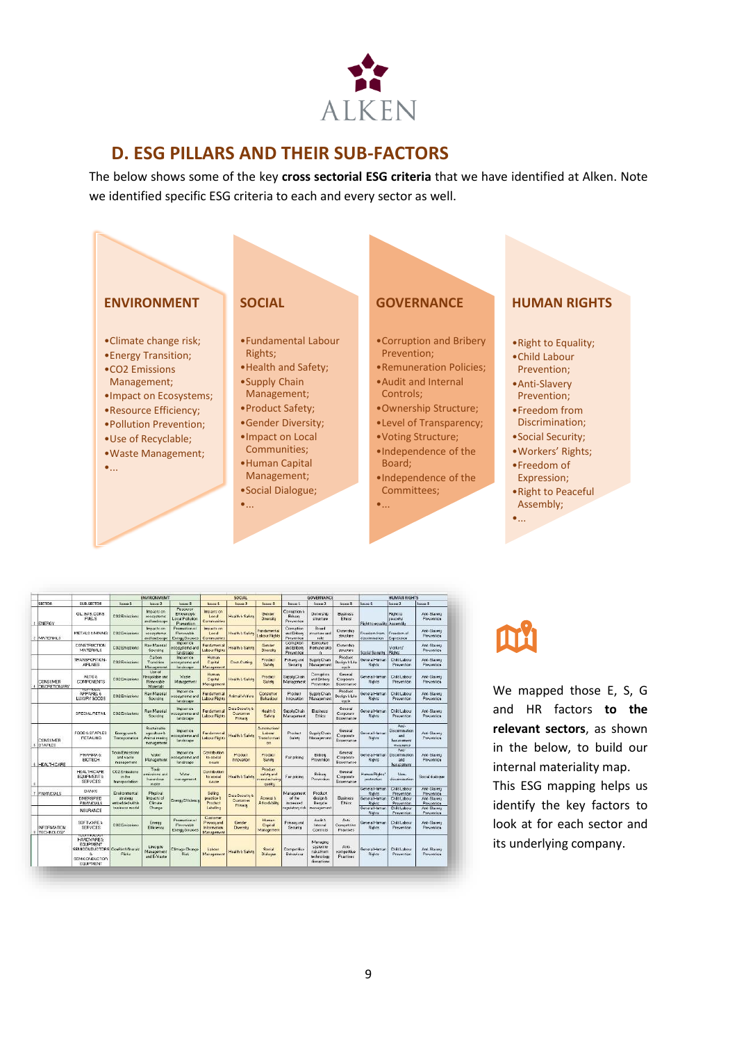## D. ESG PILLARS AND THEIR SUB-FACTORS

The below shows some of the key **cross sectorial ESG criteria** that we have identified at Alken. Note we identified specific ESG criteria to each and every sector as well.

**ENVIRONMENT**

- Climate change risk;
- Energy Transition;
- CO2 Emissions Management;
- Impact on Ecosystems;
- Resource Efficiency;
- Pollution Prevention;
- Use of Recyclable;
- Waste Management;
- ...

**SOCIAL**

- Fundamental Labour Rights;
- Health and Safety;
- Supply Chain Management;
- Product Safety;
- Gender Diversity;
- Impact on Local Communities;
- Human Capital Management;
- Social Dialogue;
- ...

**GOVERNANCE**

- Corruption and Bribery Prevention;
- Remuneration Policies;
- Audit and Internal Controls;
- Ownership Structure;
- Level of Transparency;
- Voting Structure;
- Independence of the Board;
- Independence of the Committees;
- ...

**HUMAN RIGHTS**

- Right to Equality;
- Child Labour Prevention;
- Anti-Slavery Prevention;
- Freedom from Discrimination;
- Social Security;
- Workers' Rights;
- Freedom of Expression;
- Right to Peaceful Assembly;
- ...

We mapped those E, S, G and HR factors **to the relevant sectors**, as shown in the below, to build our internal materiality map. This ESG mapping helps us identify the key factors to look at for each sector and its underlying company.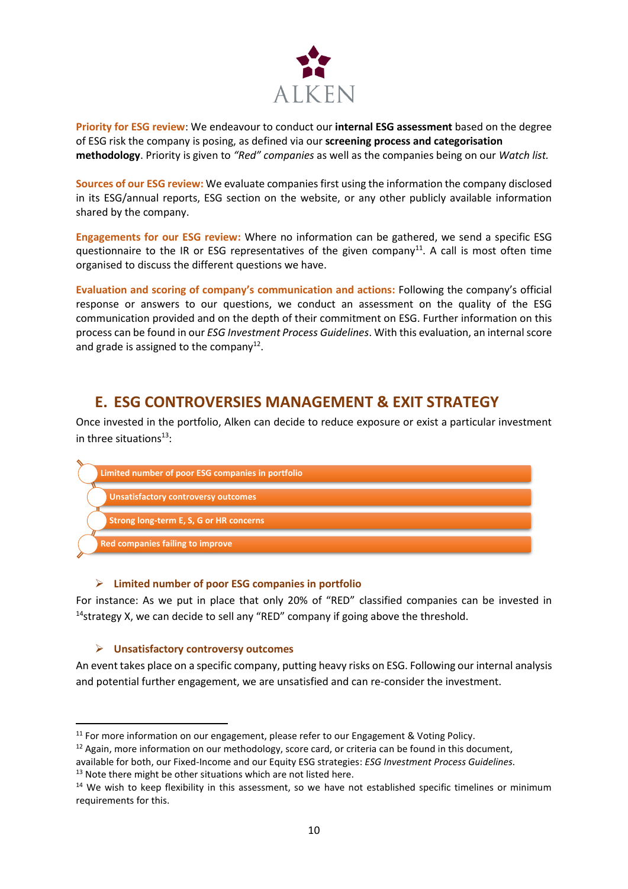**Priority for ESG review**: We endeavour to conduct our **internal ESG assessment** based on the degree of ESG risk the company is posing, as defined via our **screening process and categorisation methodology**. Priority is given to *"Red" companies* as well as the companies being on our *Watch list.*

**Sources of our ESG review:** We evaluate companies first using the information the company disclosed in its ESG/annual reports, ESG section on the website, or any other publicly available information shared by the company.

**Engagements for our ESG review:** Where no information can be gathered, we send a specific ESG questionnaire to the IR or ESG representatives of the given company[11]. A call is most often time organised to discuss the different questions we have.

**Evaluation and scoring of company's communication and actions:** Following the company's official response or answers to our questions, we conduct an assessment on the quality of the ESG communication provided and on the depth of their commitment on ESG. Further information on this process can be found in our *ESG Investment Process Guidelines*. With this evaluation, an internal score and grade is assigned to the company[12].

## E. ESG CONTROVERSIES MANAGEMENT & EXIT STRATEGY

Once invested in the portfolio, Alken can decide to reduce exposure or exist a particular investment in three situations[13]:

- Limited number of poor ESG companies in portfolio
- Unsatisfactory controversy outcomes
- Strong long-term E, S, G or HR concerns
- Red companies failing to improve

### ➢ Limited number of poor ESG companies in portfolio

For instance: As we put in place that only 20% of "RED" classified companies can be invested in [14]strategy X, we can decide to sell any "RED" company if going above the threshold.

### ➢ Unsatisfactory controversy outcomes

An event takes place on a specific company, putting heavy risks on ESG. Following our internal analysis and potential further engagement, we are unsatisfied and can re-consider the investment.

---

[11] For more information on our engagement, please refer to our Engagement & Voting Policy.

[12] Again, more information on our methodology, score card, or criteria can be found in this document, available for both, our Fixed-Income and our Equity ESG strategies: *ESG Investment Process Guidelines.*

[13] Note there might be other situations which are not listed here.

[14] We wish to keep flexibility in this assessment, so we have not established specific timelines or minimum requirements for this.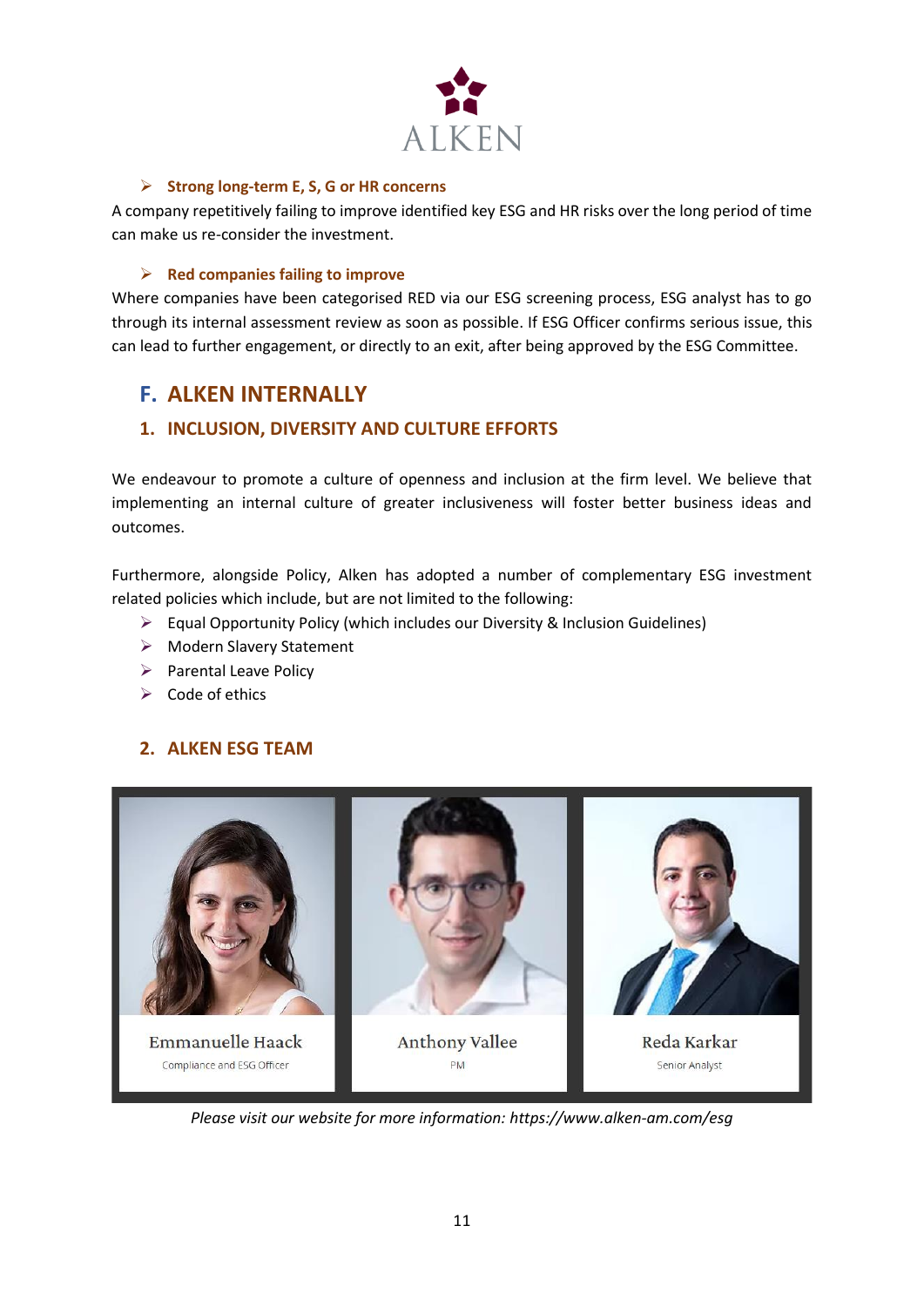- **Strong long-term E, S, G or HR concerns**

A company repetitively failing to improve identified key ESG and HR risks over the long period of time can make us re-consider the investment.

- **Red companies failing to improve**

Where companies have been categorised RED via our ESG screening process, ESG analyst has to go through its internal assessment review as soon as possible. If ESG Officer confirms serious issue, this can lead to further engagement, or directly to an exit, after being approved by the ESG Committee.

## F. ALKEN INTERNALLY

### 1. INCLUSION, DIVERSITY AND CULTURE EFFORTS

We endeavour to promote a culture of openness and inclusion at the firm level. We believe that implementing an internal culture of greater inclusiveness will foster better business ideas and outcomes.

Furthermore, alongside Policy, Alken has adopted a number of complementary ESG investment related policies which include, but are not limited to the following:

- Equal Opportunity Policy (which includes our Diversity & Inclusion Guidelines)
- Modern Slavery Statement
- Parental Leave Policy
- Code of ethics

### 2. ALKEN ESG TEAM

Emmanuelle Haack
Compliance and ESG Officer

Anthony Vallee
PM

Reda Karkar
Senior Analyst

*Please visit our website for more information: https://www.alken-am.com/esg*